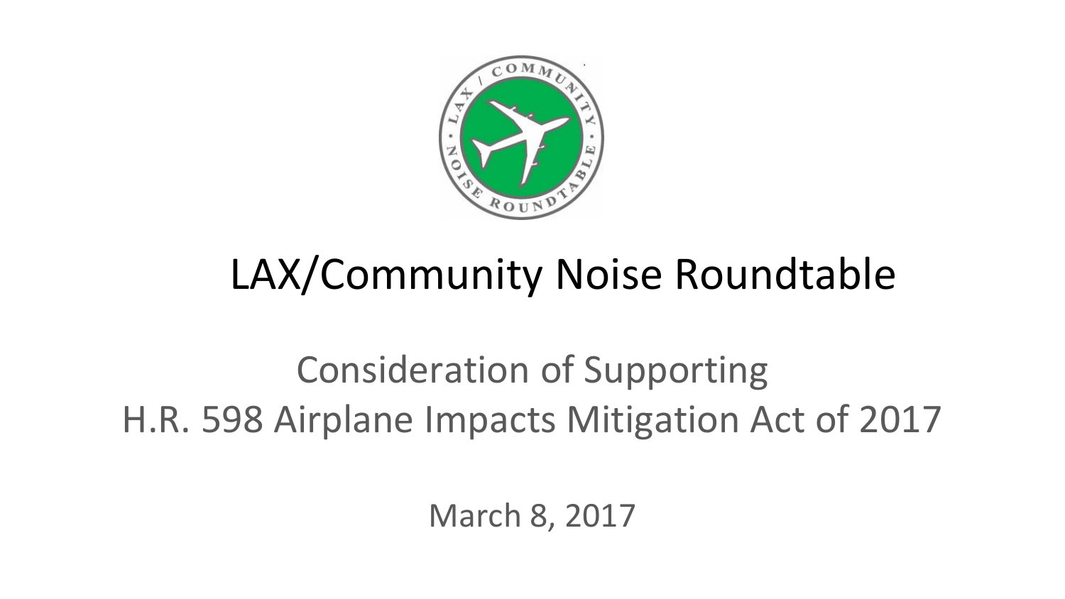# LAX/Community Noise Roundtable

## Consideration of Supporting H.R. 598 Airplane Impacts Mitigation Act of 2017

March 8, 2017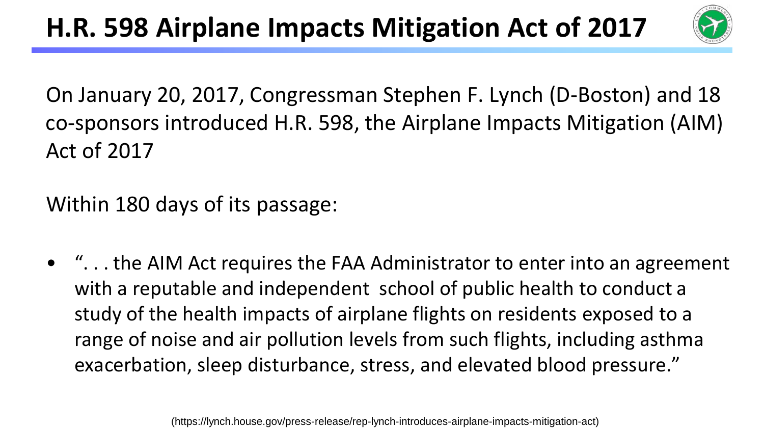# H.R. 598 Airplane Impacts Mitigation Act of 2017

On January 20, 2017, Congressman Stephen F. Lynch (D-Boston) and 18 co-sponsors introduced H.R. 598, the Airplane Impacts Mitigation (AIM) Act of 2017

Within 180 days of its passage:

- ". . . the AIM Act requires the FAA Administrator to enter into an agreement with a reputable and independent school of public health to conduct a study of the health impacts of airplane flights on residents exposed to a range of noise and air pollution levels from such flights, including asthma exacerbation, sleep disturbance, stress, and elevated blood pressure."

(https://lynch.house.gov/press-release/rep-lynch-introduces-airplane-impacts-mitigation-act)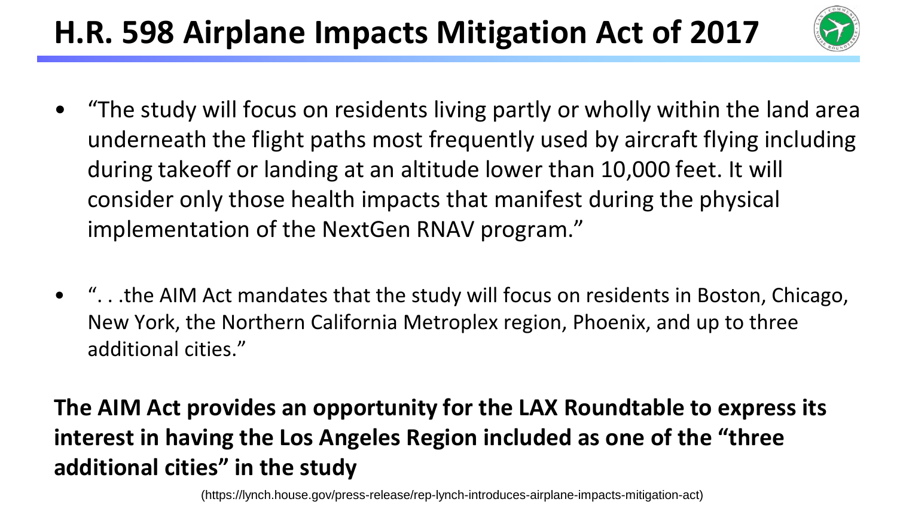# H.R. 598 Airplane Impacts Mitigation Act of 2017

- "The study will focus on residents living partly or wholly within the land area underneath the flight paths most frequently used by aircraft flying including during takeoff or landing at an altitude lower than 10,000 feet. It will consider only those health impacts that manifest during the physical implementation of the NextGen RNAV program."

- ". . .the AIM Act mandates that the study will focus on residents in Boston, Chicago, New York, the Northern California Metroplex region, Phoenix, and up to three additional cities."

**The AIM Act provides an opportunity for the LAX Roundtable to express its interest in having the Los Angeles Region included as one of the "three additional cities" in the study**

(https://lynch.house.gov/press-release/rep-lynch-introduces-airplane-impacts-mitigation-act)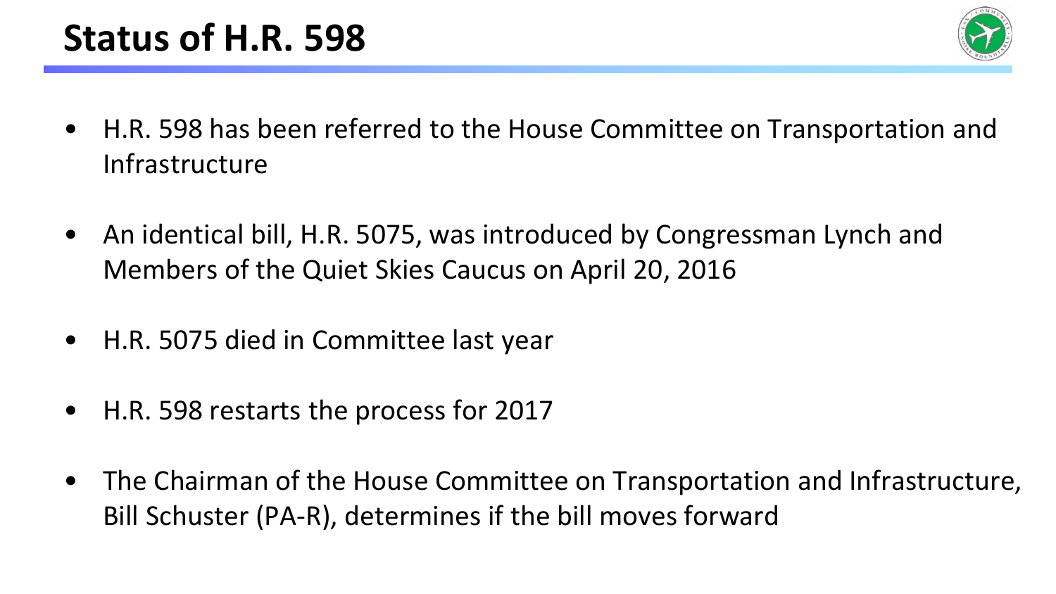# Status of H.R. 598

- H.R. 598 has been referred to the House Committee on Transportation and Infrastructure
- An identical bill, H.R. 5075, was introduced by Congressman Lynch and Members of the Quiet Skies Caucus on April 20, 2016
- H.R. 5075 died in Committee last year
- H.R. 598 restarts the process for 2017
- The Chairman of the House Committee on Transportation and Infrastructure, Bill Schuster (PA-R), determines if the bill moves forward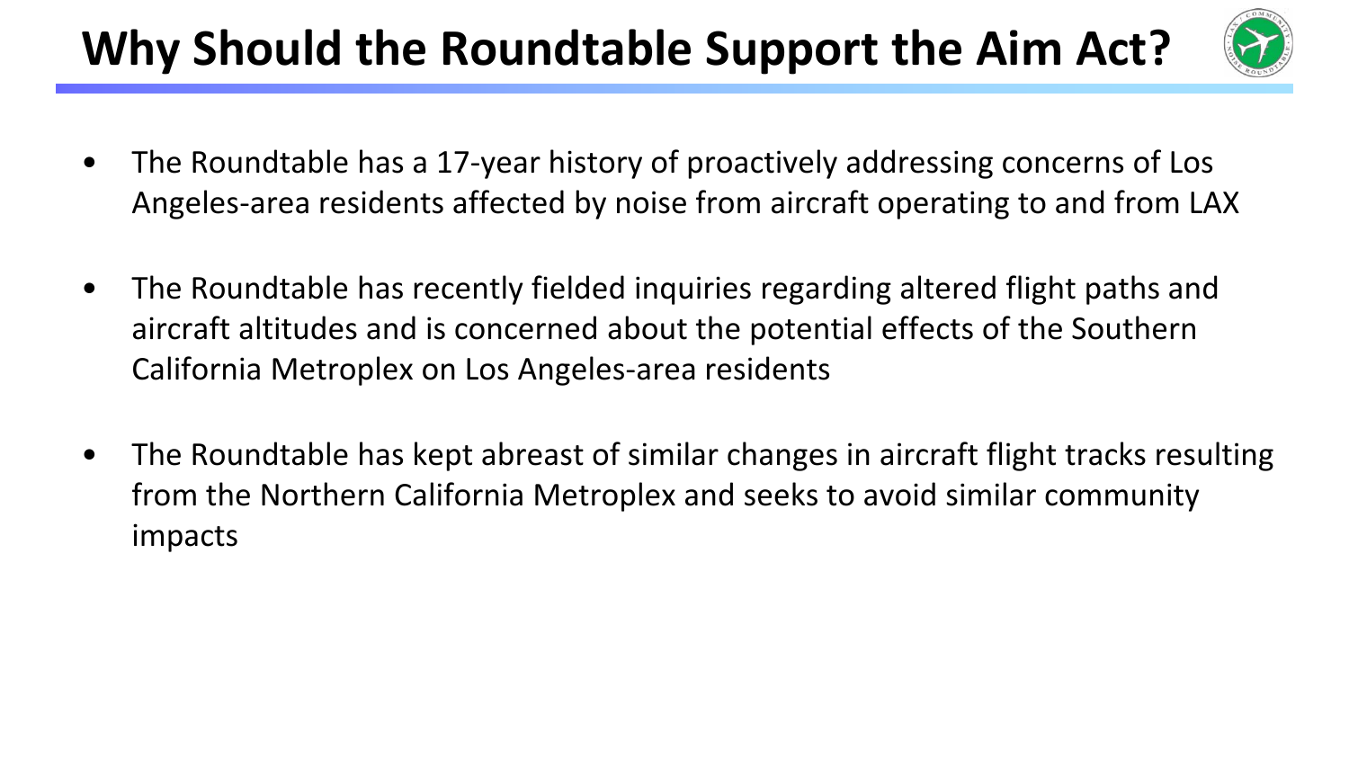# Why Should the Roundtable Support the Aim Act?

- The Roundtable has a 17-year history of proactively addressing concerns of Los Angeles-area residents affected by noise from aircraft operating to and from LAX
- The Roundtable has recently fielded inquiries regarding altered flight paths and aircraft altitudes and is concerned about the potential effects of the Southern California Metroplex on Los Angeles-area residents
- The Roundtable has kept abreast of similar changes in aircraft flight tracks resulting from the Northern California Metroplex and seeks to avoid similar community impacts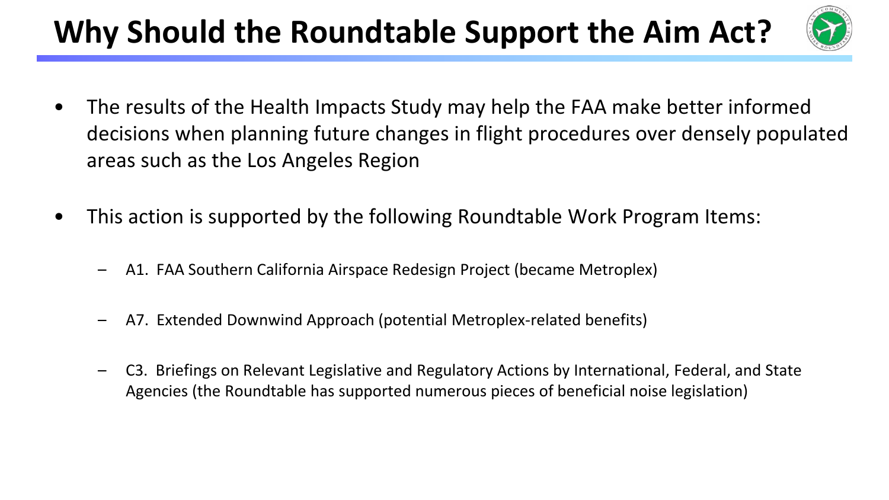# Why Should the Roundtable Support the Aim Act?

- The results of the Health Impacts Study may help the FAA make better informed decisions when planning future changes in flight procedures over densely populated areas such as the Los Angeles Region

- This action is supported by the following Roundtable Work Program Items:

  – A1. FAA Southern California Airspace Redesign Project (became Metroplex)

  – A7. Extended Downwind Approach (potential Metroplex-related benefits)

  – C3. Briefings on Relevant Legislative and Regulatory Actions by International, Federal, and State Agencies (the Roundtable has supported numerous pieces of beneficial noise legislation)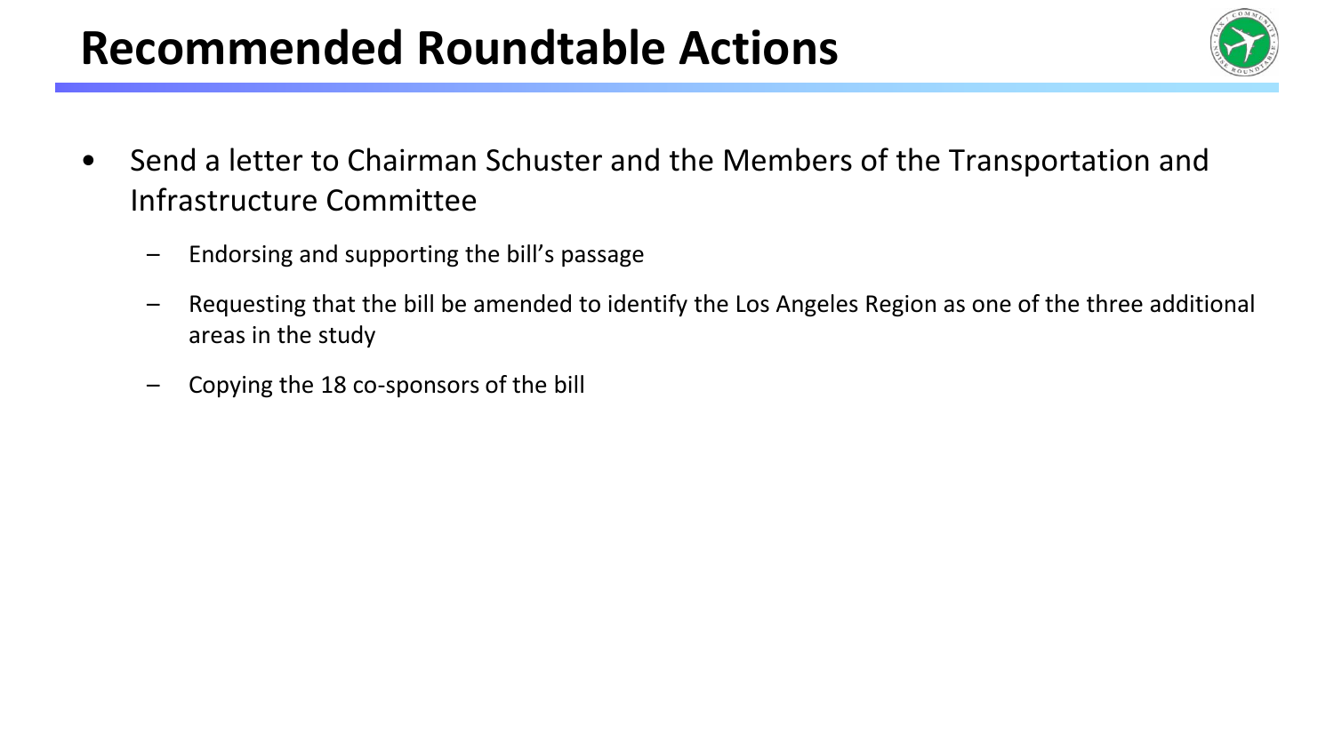# Recommended Roundtable Actions

- Send a letter to Chairman Schuster and the Members of the Transportation and Infrastructure Committee
  - Endorsing and supporting the bill's passage
  - Requesting that the bill be amended to identify the Los Angeles Region as one of the three additional areas in the study
  - Copying the 18 co-sponsors of the bill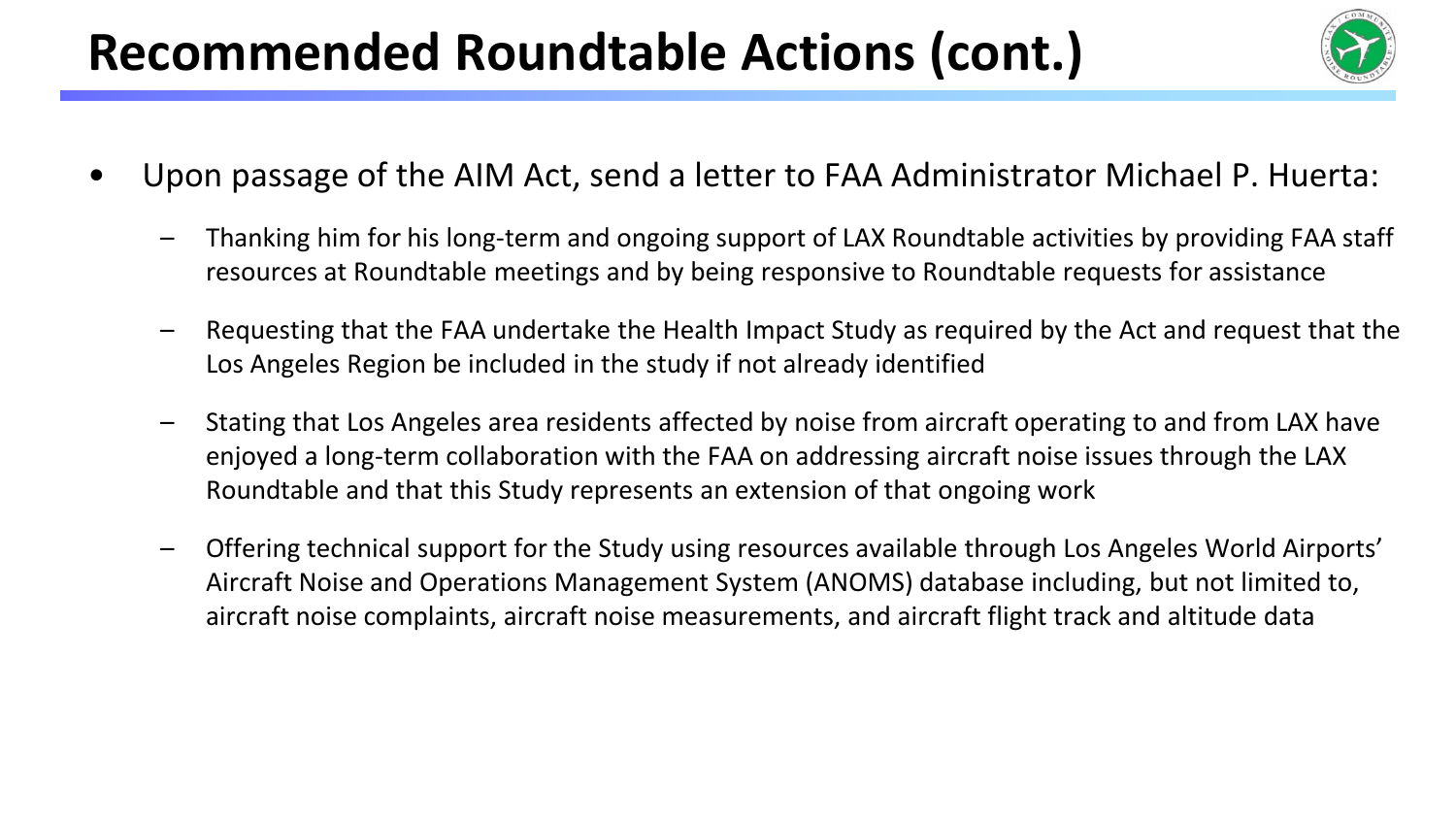# Recommended Roundtable Actions (cont.)

- Upon passage of the AIM Act, send a letter to FAA Administrator Michael P. Huerta:
  - Thanking him for his long-term and ongoing support of LAX Roundtable activities by providing FAA staff resources at Roundtable meetings and by being responsive to Roundtable requests for assistance
  - Requesting that the FAA undertake the Health Impact Study as required by the Act and request that the Los Angeles Region be included in the study if not already identified
  - Stating that Los Angeles area residents affected by noise from aircraft operating to and from LAX have enjoyed a long-term collaboration with the FAA on addressing aircraft noise issues through the LAX Roundtable and that this Study represents an extension of that ongoing work
  - Offering technical support for the Study using resources available through Los Angeles World Airports' Aircraft Noise and Operations Management System (ANOMS) database including, but not limited to, aircraft noise complaints, aircraft noise measurements, and aircraft flight track and altitude data